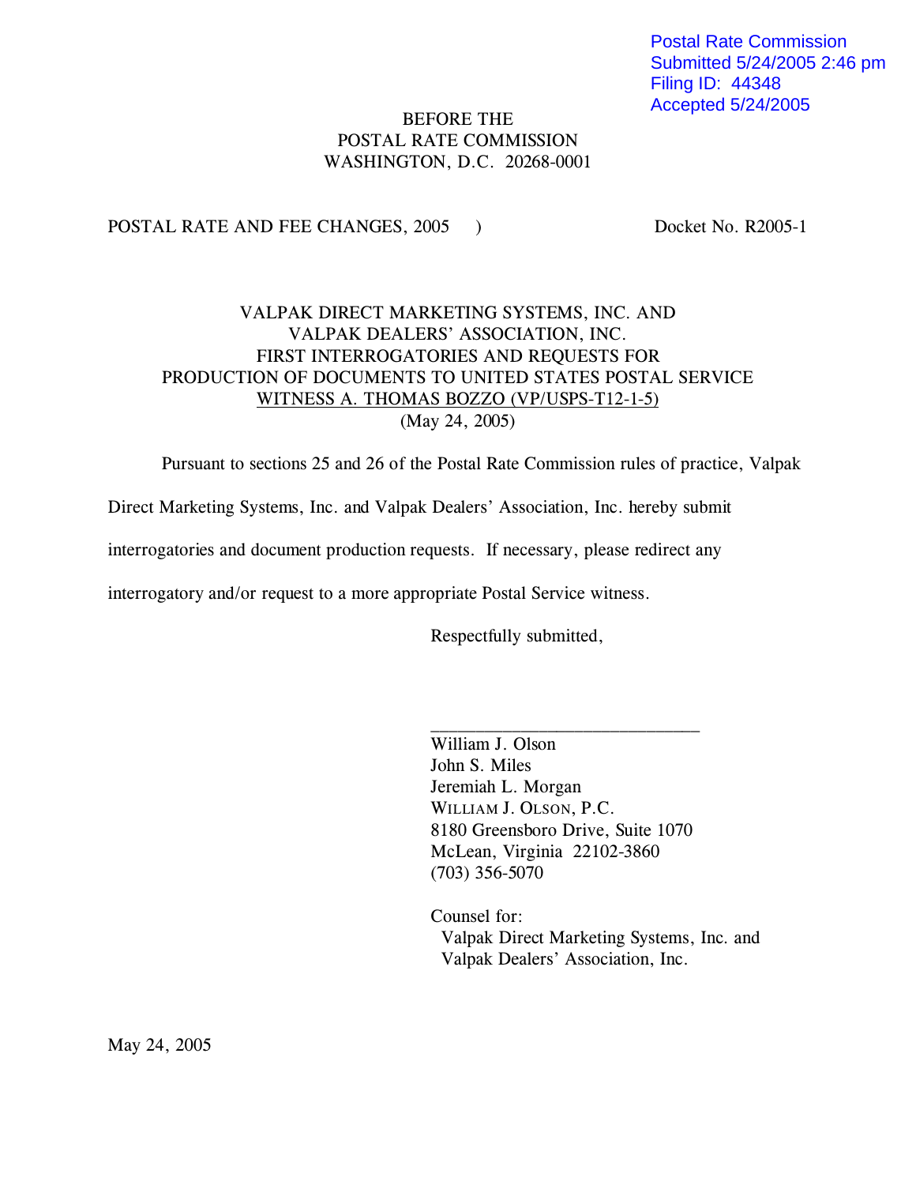Postal Rate Commission
Submitted 5/24/2005 2:46 pm
Filing ID: 44348
Accepted 5/24/2005

BEFORE THE
POSTAL RATE COMMISSION
WASHINGTON, D.C. 20268-0001

POSTAL RATE AND FEE CHANGES, 2005 ) Docket No. R2005-1

VALPAK DIRECT MARKETING SYSTEMS, INC. AND
VALPAK DEALERS' ASSOCIATION, INC.
FIRST INTERROGATORIES AND REQUESTS FOR
PRODUCTION OF DOCUMENTS TO UNITED STATES POSTAL SERVICE
WITNESS A. THOMAS BOZZO (VP/USPS-T12-1-5)
(May 24, 2005)

Pursuant to sections 25 and 26 of the Postal Rate Commission rules of practice, Valpak Direct Marketing Systems, Inc. and Valpak Dealers' Association, Inc. hereby submit interrogatories and document production requests. If necessary, please redirect any interrogatory and/or request to a more appropriate Postal Service witness.

Respectfully submitted,

\_\_\_\_\_\_\_\_\_\_\_\_\_\_\_\_\_\_\_\_\_\_\_\_\_\_\_\_\_\_
William J. Olson
John S. Miles
Jeremiah L. Morgan
WILLIAM J. OLSON, P.C.
8180 Greensboro Drive, Suite 1070
McLean, Virginia 22102-3860
(703) 356-5070

Counsel for:
Valpak Direct Marketing Systems, Inc. and
Valpak Dealers' Association, Inc.

May 24, 2005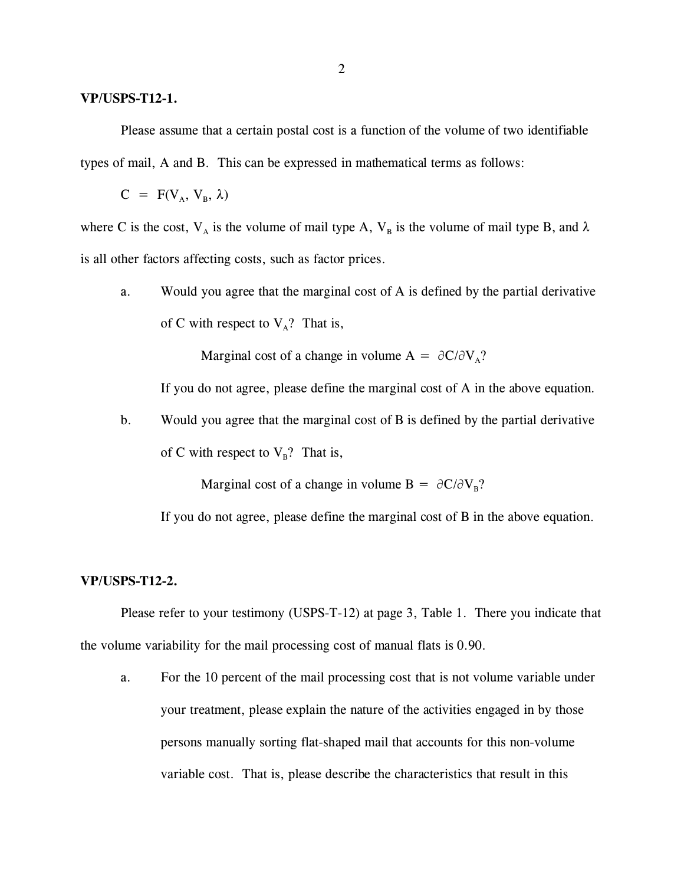**VP/USPS-T12-1.**

Please assume that a certain postal cost is a function of the volume of two identifiable types of mail, A and B. This can be expressed in mathematical terms as follows:

$$C = F(V_A, V_B, \lambda)$$

where C is the cost, $V_A$ is the volume of mail type A, $V_B$ is the volume of mail type B, and $\lambda$ is all other factors affecting costs, such as factor prices.

a. Would you agree that the marginal cost of A is defined by the partial derivative of C with respect to $V_A$? That is,

   Marginal cost of a change in volume A = $\partial C/\partial V_A$?

   If you do not agree, please define the marginal cost of A in the above equation.

b. Would you agree that the marginal cost of B is defined by the partial derivative of C with respect to $V_B$? That is,

   Marginal cost of a change in volume B = $\partial C/\partial V_B$?

   If you do not agree, please define the marginal cost of B in the above equation.

**VP/USPS-T12-2.**

Please refer to your testimony (USPS-T-12) at page 3, Table 1. There you indicate that the volume variability for the mail processing cost of manual flats is 0.90.

a. For the 10 percent of the mail processing cost that is not volume variable under your treatment, please explain the nature of the activities engaged in by those persons manually sorting flat-shaped mail that accounts for this non-volume variable cost. That is, please describe the characteristics that result in this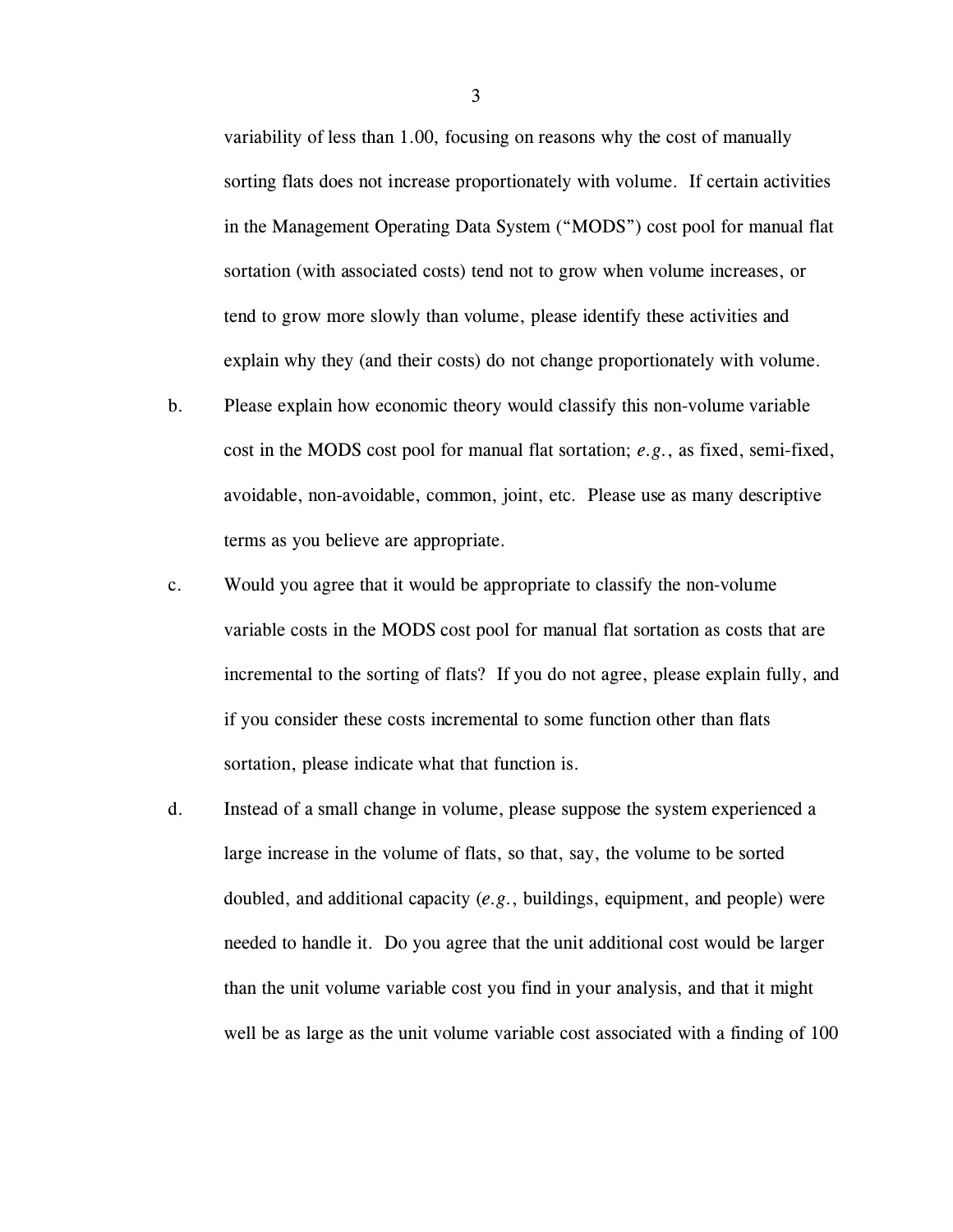variability of less than 1.00, focusing on reasons why the cost of manually sorting flats does not increase proportionately with volume. If certain activities in the Management Operating Data System ("MODS") cost pool for manual flat sortation (with associated costs) tend not to grow when volume increases, or tend to grow more slowly than volume, please identify these activities and explain why they (and their costs) do not change proportionately with volume.

b. Please explain how economic theory would classify this non-volume variable cost in the MODS cost pool for manual flat sortation; *e.g.*, as fixed, semi-fixed, avoidable, non-avoidable, common, joint, etc. Please use as many descriptive terms as you believe are appropriate.

c. Would you agree that it would be appropriate to classify the non-volume variable costs in the MODS cost pool for manual flat sortation as costs that are incremental to the sorting of flats? If you do not agree, please explain fully, and if you consider these costs incremental to some function other than flats sortation, please indicate what that function is.

d. Instead of a small change in volume, please suppose the system experienced a large increase in the volume of flats, so that, say, the volume to be sorted doubled, and additional capacity (*e.g.*, buildings, equipment, and people) were needed to handle it. Do you agree that the unit additional cost would be larger than the unit volume variable cost you find in your analysis, and that it might well be as large as the unit volume variable cost associated with a finding of 100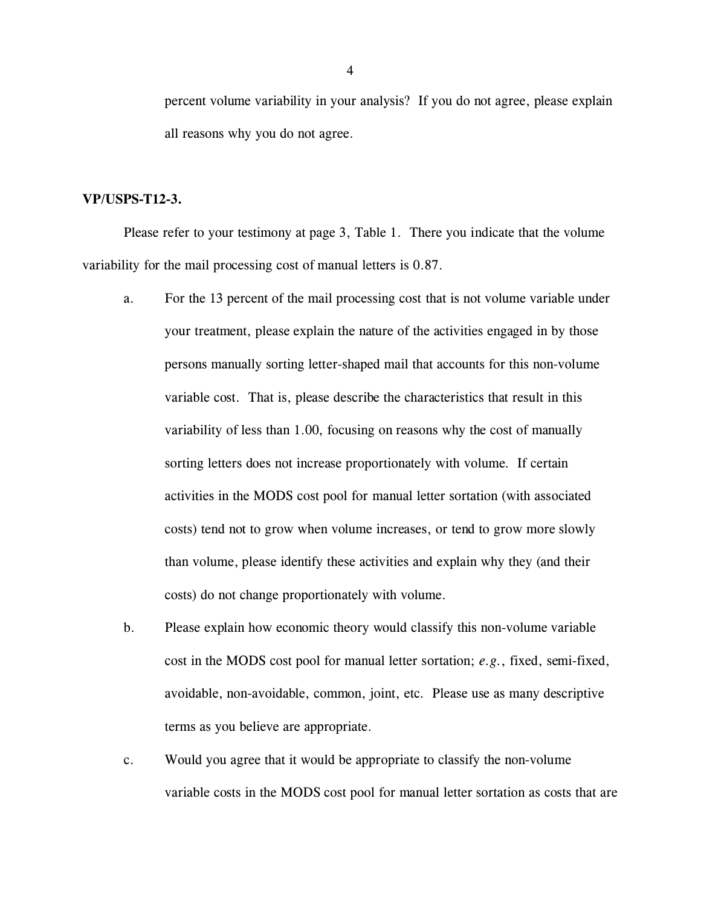percent volume variability in your analysis? If you do not agree, please explain all reasons why you do not agree.

**VP/USPS-T12-3.**

Please refer to your testimony at page 3, Table 1. There you indicate that the volume variability for the mail processing cost of manual letters is 0.87.

a. For the 13 percent of the mail processing cost that is not volume variable under your treatment, please explain the nature of the activities engaged in by those persons manually sorting letter-shaped mail that accounts for this non-volume variable cost. That is, please describe the characteristics that result in this variability of less than 1.00, focusing on reasons why the cost of manually sorting letters does not increase proportionately with volume. If certain activities in the MODS cost pool for manual letter sortation (with associated costs) tend not to grow when volume increases, or tend to grow more slowly than volume, please identify these activities and explain why they (and their costs) do not change proportionately with volume.

b. Please explain how economic theory would classify this non-volume variable cost in the MODS cost pool for manual letter sortation; *e.g.*, fixed, semi-fixed, avoidable, non-avoidable, common, joint, etc. Please use as many descriptive terms as you believe are appropriate.

c. Would you agree that it would be appropriate to classify the non-volume variable costs in the MODS cost pool for manual letter sortation as costs that are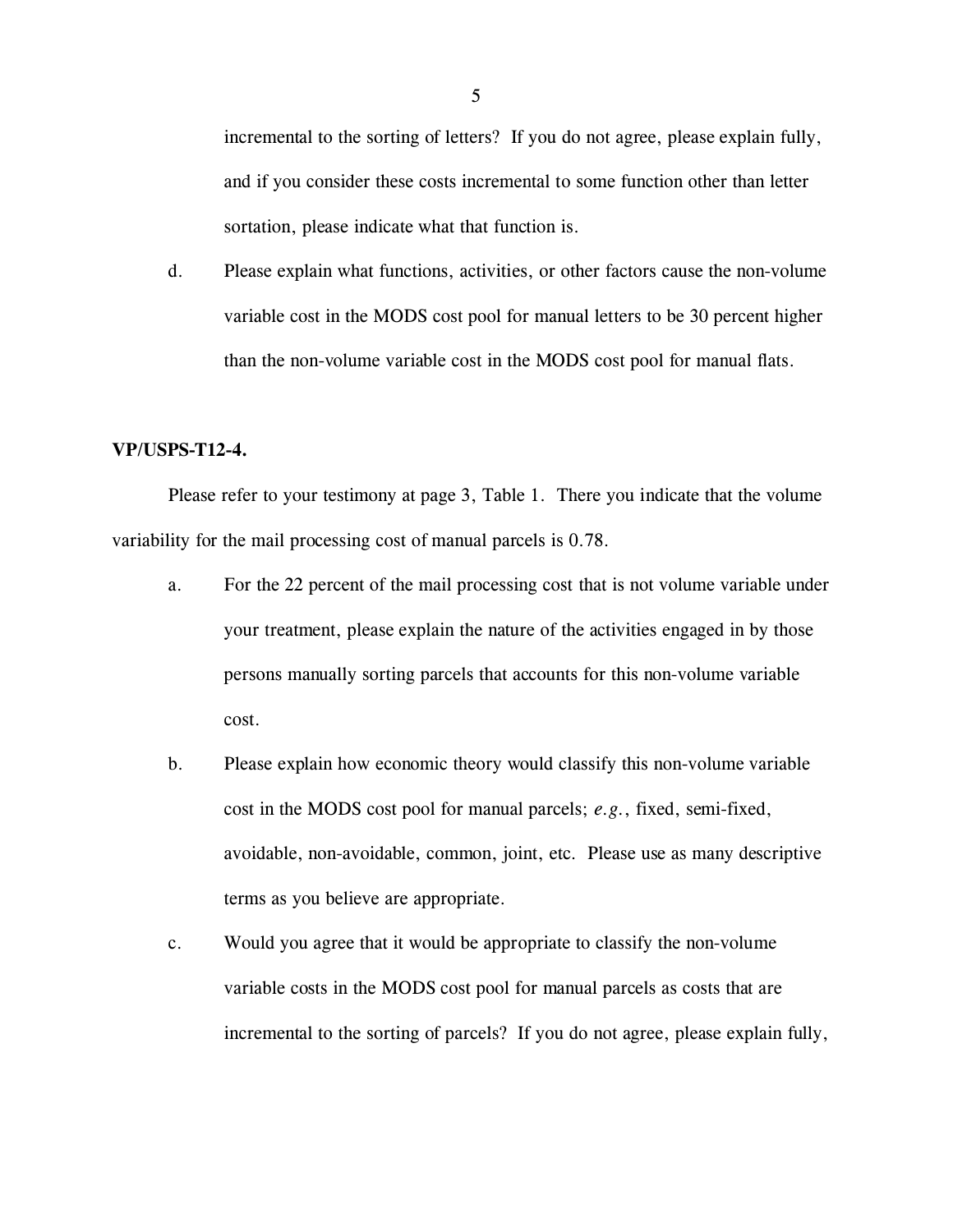incremental to the sorting of letters? If you do not agree, please explain fully, and if you consider these costs incremental to some function other than letter sortation, please indicate what that function is.

d. Please explain what functions, activities, or other factors cause the non-volume variable cost in the MODS cost pool for manual letters to be 30 percent higher than the non-volume variable cost in the MODS cost pool for manual flats.

**VP/USPS-T12-4.**

Please refer to your testimony at page 3, Table 1. There you indicate that the volume variability for the mail processing cost of manual parcels is 0.78.

a. For the 22 percent of the mail processing cost that is not volume variable under your treatment, please explain the nature of the activities engaged in by those persons manually sorting parcels that accounts for this non-volume variable cost.

b. Please explain how economic theory would classify this non-volume variable cost in the MODS cost pool for manual parcels; *e.g.*, fixed, semi-fixed, avoidable, non-avoidable, common, joint, etc. Please use as many descriptive terms as you believe are appropriate.

c. Would you agree that it would be appropriate to classify the non-volume variable costs in the MODS cost pool for manual parcels as costs that are incremental to the sorting of parcels? If you do not agree, please explain fully,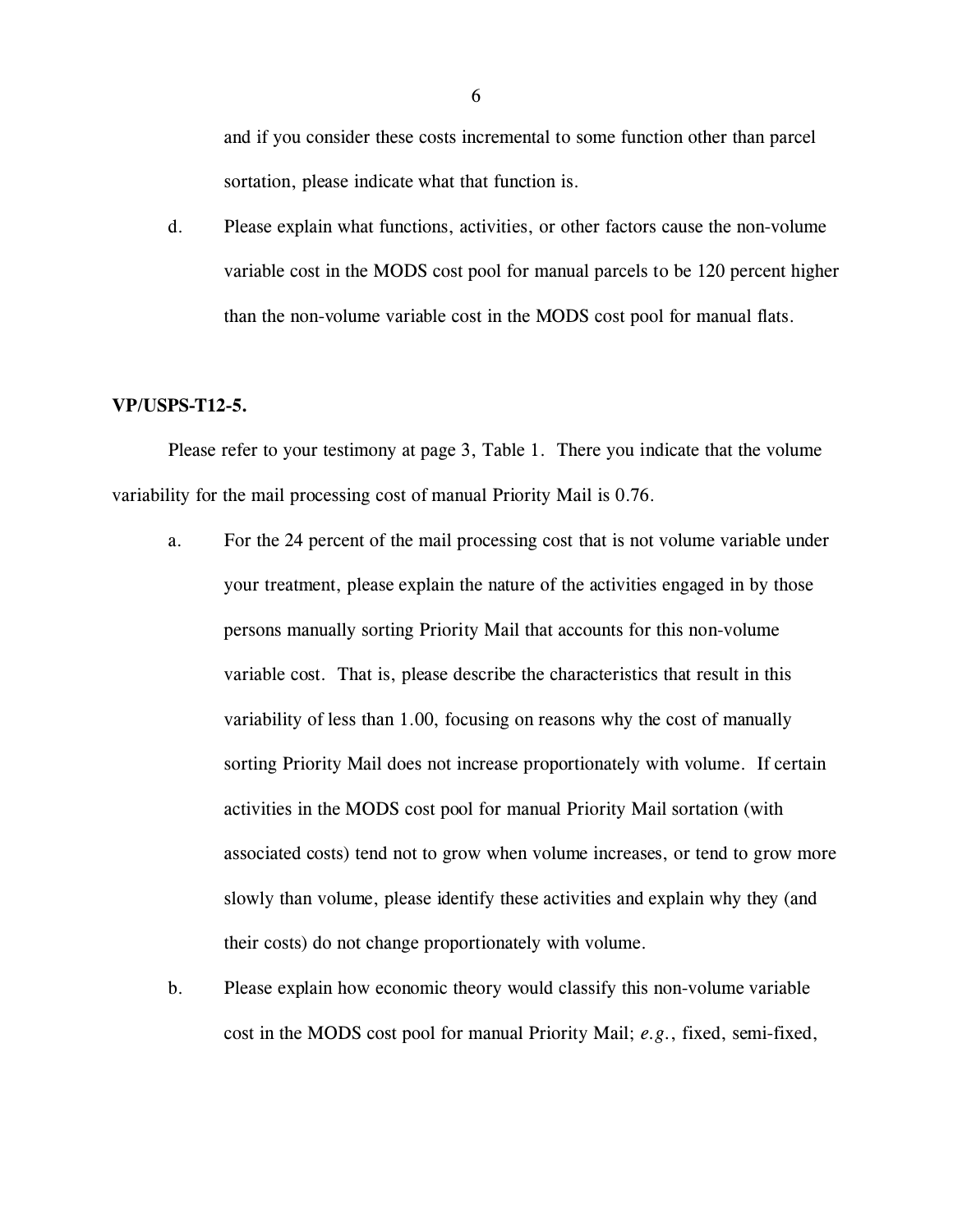and if you consider these costs incremental to some function other than parcel sortation, please indicate what that function is.

d. Please explain what functions, activities, or other factors cause the non-volume variable cost in the MODS cost pool for manual parcels to be 120 percent higher than the non-volume variable cost in the MODS cost pool for manual flats.

**VP/USPS-T12-5.**

Please refer to your testimony at page 3, Table 1. There you indicate that the volume variability for the mail processing cost of manual Priority Mail is 0.76.

a. For the 24 percent of the mail processing cost that is not volume variable under your treatment, please explain the nature of the activities engaged in by those persons manually sorting Priority Mail that accounts for this non-volume variable cost. That is, please describe the characteristics that result in this variability of less than 1.00, focusing on reasons why the cost of manually sorting Priority Mail does not increase proportionately with volume. If certain activities in the MODS cost pool for manual Priority Mail sortation (with associated costs) tend not to grow when volume increases, or tend to grow more slowly than volume, please identify these activities and explain why they (and their costs) do not change proportionately with volume.

b. Please explain how economic theory would classify this non-volume variable cost in the MODS cost pool for manual Priority Mail; *e.g.*, fixed, semi-fixed,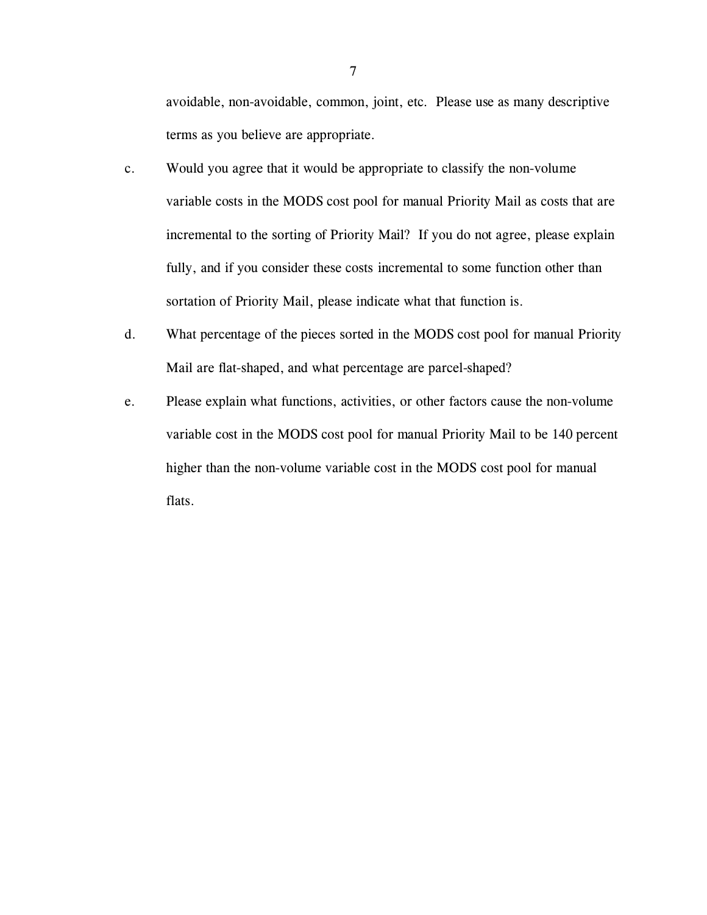avoidable, non-avoidable, common, joint, etc. Please use as many descriptive terms as you believe are appropriate.

c. Would you agree that it would be appropriate to classify the non-volume variable costs in the MODS cost pool for manual Priority Mail as costs that are incremental to the sorting of Priority Mail? If you do not agree, please explain fully, and if you consider these costs incremental to some function other than sortation of Priority Mail, please indicate what that function is.

d. What percentage of the pieces sorted in the MODS cost pool for manual Priority Mail are flat-shaped, and what percentage are parcel-shaped?

e. Please explain what functions, activities, or other factors cause the non-volume variable cost in the MODS cost pool for manual Priority Mail to be 140 percent higher than the non-volume variable cost in the MODS cost pool for manual flats.